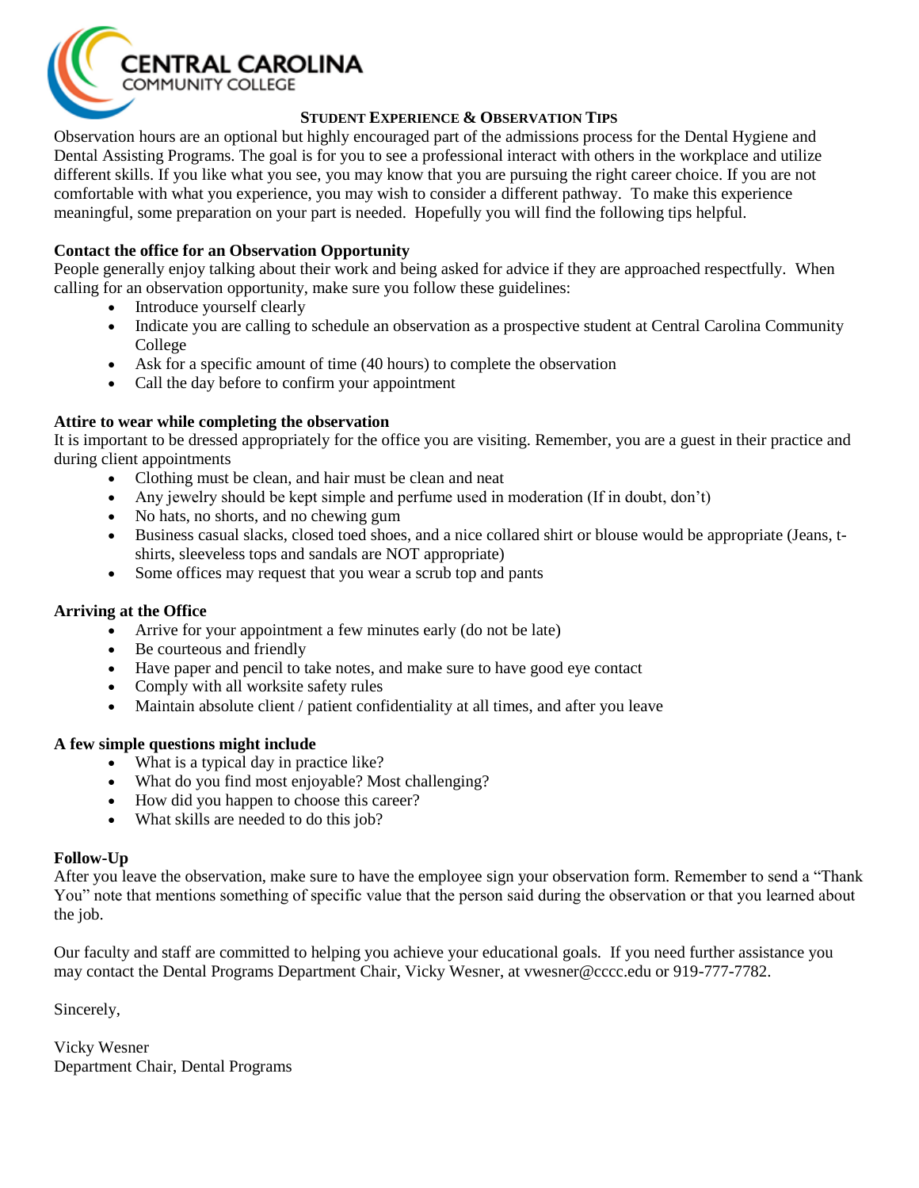CENTRAL CAROLINA COMMUNITY COLLEGE

# STUDENT EXPERIENCE & OBSERVATION TIPS

Observation hours are an optional but highly encouraged part of the admissions process for the Dental Hygiene and Dental Assisting Programs. The goal is for you to see a professional interact with others in the workplace and utilize different skills. If you like what you see, you may know that you are pursuing the right career choice. If you are not comfortable with what you experience, you may wish to consider a different pathway. To make this experience meaningful, some preparation on your part is needed. Hopefully you will find the following tips helpful.

**Contact the office for an Observation Opportunity**

People generally enjoy talking about their work and being asked for advice if they are approached respectfully. When calling for an observation opportunity, make sure you follow these guidelines:

- Introduce yourself clearly
- Indicate you are calling to schedule an observation as a prospective student at Central Carolina Community College
- Ask for a specific amount of time (40 hours) to complete the observation
- Call the day before to confirm your appointment

**Attire to wear while completing the observation**

It is important to be dressed appropriately for the office you are visiting. Remember, you are a guest in their practice and during client appointments

- Clothing must be clean, and hair must be clean and neat
- Any jewelry should be kept simple and perfume used in moderation (If in doubt, don't)
- No hats, no shorts, and no chewing gum
- Business casual slacks, closed toed shoes, and a nice collared shirt or blouse would be appropriate (Jeans, t-shirts, sleeveless tops and sandals are NOT appropriate)
- Some offices may request that you wear a scrub top and pants

**Arriving at the Office**

- Arrive for your appointment a few minutes early (do not be late)
- Be courteous and friendly
- Have paper and pencil to take notes, and make sure to have good eye contact
- Comply with all worksite safety rules
- Maintain absolute client / patient confidentiality at all times, and after you leave

**A few simple questions might include**

- What is a typical day in practice like?
- What do you find most enjoyable? Most challenging?
- How did you happen to choose this career?
- What skills are needed to do this job?

**Follow-Up**

After you leave the observation, make sure to have the employee sign your observation form. Remember to send a "Thank You" note that mentions something of specific value that the person said during the observation or that you learned about the job.

Our faculty and staff are committed to helping you achieve your educational goals. If you need further assistance you may contact the Dental Programs Department Chair, Vicky Wesner, at vwesner@cccc.edu or 919-777-7782.

Sincerely,

Vicky Wesner
Department Chair, Dental Programs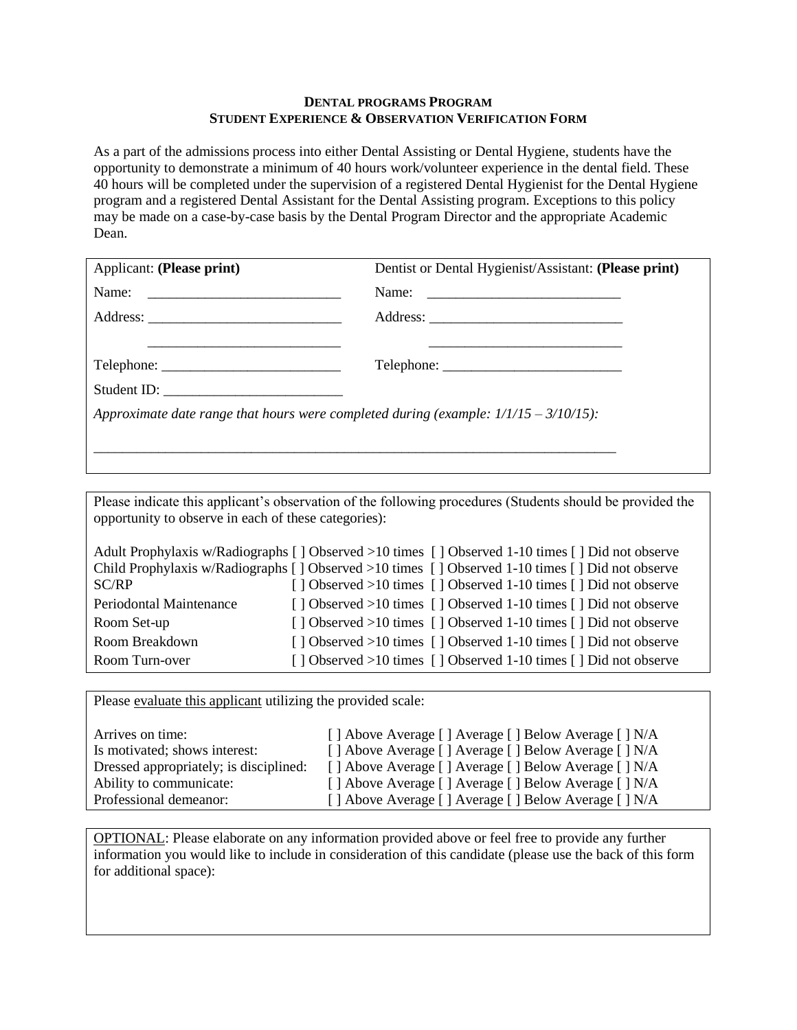**DENTAL PROGRAMS PROGRAM**
**STUDENT EXPERIENCE & OBSERVATION VERIFICATION FORM**

As a part of the admissions process into either Dental Assisting or Dental Hygiene, students have the opportunity to demonstrate a minimum of 40 hours work/volunteer experience in the dental field. These 40 hours will be completed under the supervision of a registered Dental Hygienist for the Dental Hygiene program and a registered Dental Assistant for the Dental Assisting program. Exceptions to this policy may be made on a case-by-case basis by the Dental Program Director and the appropriate Academic Dean.

| Applicant: **(Please print)** | Dentist or Dental Hygienist/Assistant: **(Please print)** |
|---|---|
| Name: ___________________________ | Name: ___________________________ |
| Address: ___________________________ | Address: ___________________________ |
| ___________________________ | ___________________________ |
| Telephone: _________________________ | Telephone: _________________________ |
| Student ID: _________________________ | |

*Approximate date range that hours were completed during (example: 1/1/15 – 3/10/15):*

_____________________________________________________________________________

Please indicate this applicant's observation of the following procedures (Students should be provided the opportunity to observe in each of these categories):

| | | | |
|---|---|---|---|
| Adult Prophylaxis w/Radiographs | [ ] Observed >10 times | [ ] Observed 1-10 times | [ ] Did not observe |
| Child Prophylaxis w/Radiographs | [ ] Observed >10 times | [ ] Observed 1-10 times | [ ] Did not observe |
| SC/RP | [ ] Observed >10 times | [ ] Observed 1-10 times | [ ] Did not observe |
| Periodontal Maintenance | [ ] Observed >10 times | [ ] Observed 1-10 times | [ ] Did not observe |
| Room Set-up | [ ] Observed >10 times | [ ] Observed 1-10 times | [ ] Did not observe |
| Room Breakdown | [ ] Observed >10 times | [ ] Observed 1-10 times | [ ] Did not observe |
| Room Turn-over | [ ] Observed >10 times | [ ] Observed 1-10 times | [ ] Did not observe |

Please evaluate this applicant utilizing the provided scale:

| | | | | |
|---|---|---|---|---|
| Arrives on time: | [ ] Above Average | [ ] Average | [ ] Below Average | [ ] N/A |
| Is motivated; shows interest: | [ ] Above Average | [ ] Average | [ ] Below Average | [ ] N/A |
| Dressed appropriately; is disciplined: | [ ] Above Average | [ ] Average | [ ] Below Average | [ ] N/A |
| Ability to communicate: | [ ] Above Average | [ ] Average | [ ] Below Average | [ ] N/A |
| Professional demeanor: | [ ] Above Average | [ ] Average | [ ] Below Average | [ ] N/A |

OPTIONAL: Please elaborate on any information provided above or feel free to provide any further information you would like to include in consideration of this candidate (please use the back of this form for additional space):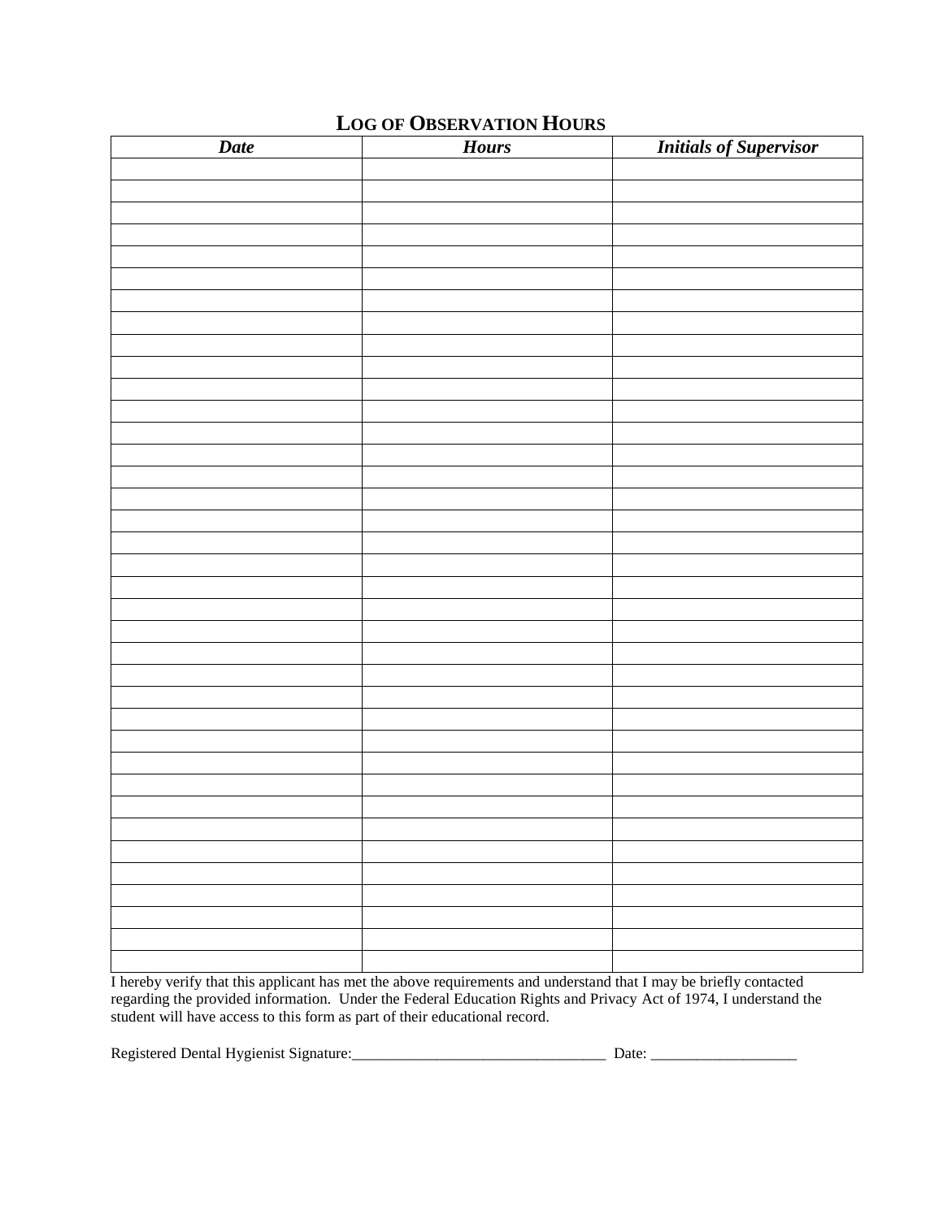## LOG OF OBSERVATION HOURS

| *Date* | *Hours* | *Initials of Supervisor* |
|---|---|---|
| | | |
| | | |
| | | |
| | | |
| | | |
| | | |
| | | |
| | | |
| | | |
| | | |
| | | |
| | | |
| | | |
| | | |
| | | |
| | | |
| | | |
| | | |
| | | |
| | | |
| | | |
| | | |
| | | |
| | | |
| | | |
| | | |
| | | |
| | | |
| | | |
| | | |
| | | |
| | | |
| | | |
| | | |
| | | |
| | | |
| | | |

I hereby verify that this applicant has met the above requirements and understand that I may be briefly contacted regarding the provided information. Under the Federal Education Rights and Privacy Act of 1974, I understand the student will have access to this form as part of their educational record.

Registered Dental Hygienist Signature:________________________________ Date: ___________________